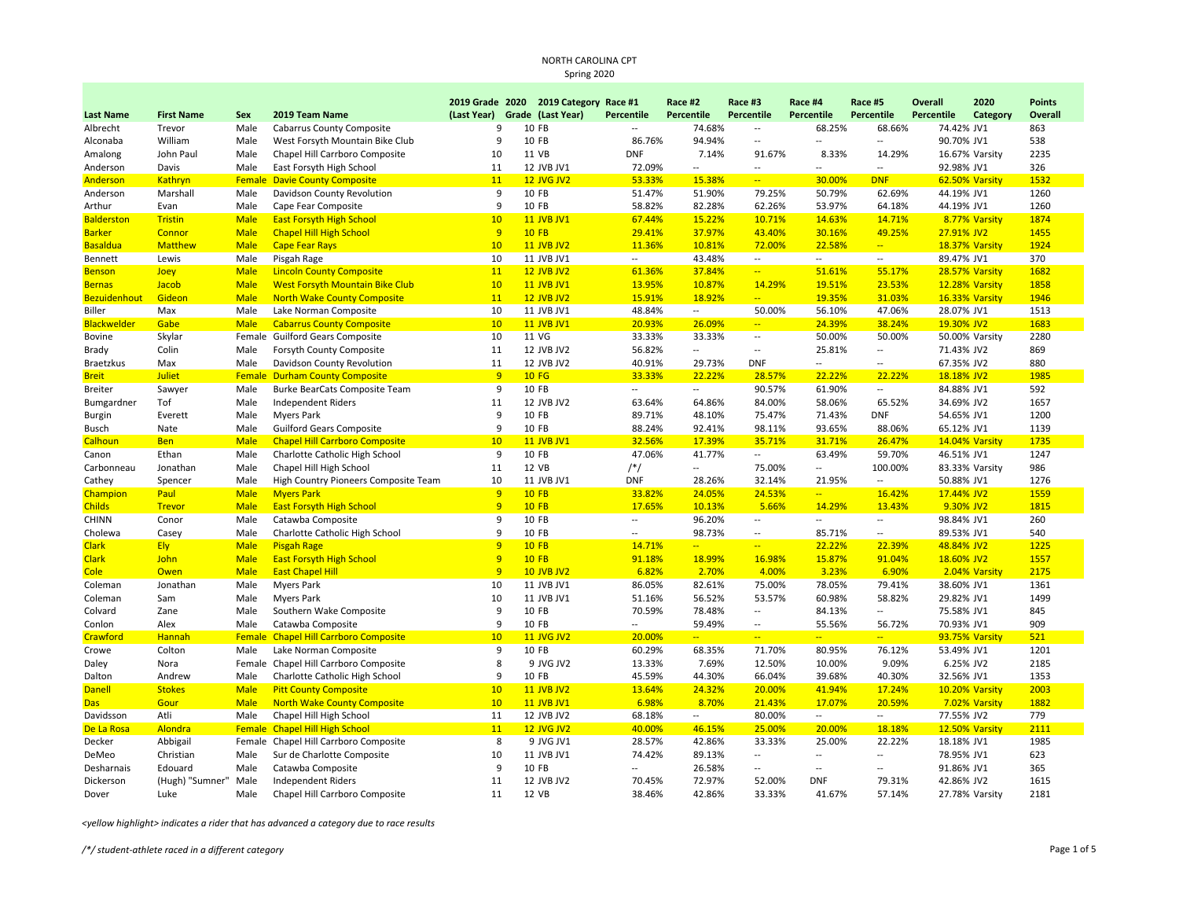NORTH CAROLINA CPT
Spring 2020

| Last Name | First Name | Sex | 2019 Team Name | 2019 Grade (Last Year) | 2020 Grade | 2019 Category (Last Year) | Race #1 Percentile | Race #2 Percentile | Race #3 Percentile | Race #4 Percentile | Race #5 Percentile | Overall Percentile | 2020 Category | Points Overall |
|---|---|---|---|---|---|---|---|---|---|---|---|---|---|---|
| Albrecht | Trevor | Male | Cabarrus County Composite | 9 | 10 | FB | -- | 74.68% | -- | 68.25% | 68.66% | 74.42% | JV1 | 863 |
| Alconaba | William | Male | West Forsyth Mountain Bike Club | 9 | 10 | FB | 86.76% | 94.94% | -- | -- | -- | 90.70% | JV1 | 538 |
| Amalong | John Paul | Male | Chapel Hill Carrboro Composite | 10 | 11 | VB | DNF | 7.14% | 91.67% | 8.33% | 14.29% | 16.67% | Varsity | 2235 |
| Anderson | Davis | Male | East Forsyth High School | 11 | 12 | JVB JV1 | 72.09% | -- | -- | -- | -- | 92.98% | JV1 | 326 |
| Anderson | Kathryn | Female | Davie County Composite | 11 | 12 | JVG JV2 | 53.33% | 15.38% | -- | 30.00% | DNF | 62.50% | Varsity | 1532 |
| Anderson | Marshall | Male | Davidson County Revolution | 9 | 10 | FB | 51.47% | 51.90% | 79.25% | 50.79% | 62.69% | 44.19% | JV1 | 1260 |
| Arthur | Evan | Male | Cape Fear Composite | 9 | 10 | FB | 58.82% | 82.28% | 62.26% | 53.97% | 64.18% | 44.19% | JV1 | 1260 |
| Balderston | Tristin | Male | East Forsyth High School | 10 | 11 | JVB JV1 | 67.44% | 15.22% | 10.71% | 14.63% | 14.71% | 8.77% | Varsity | 1874 |
| Barker | Connor | Male | Chapel Hill High School | 9 | 10 | FB | 29.41% | 37.97% | 43.40% | 30.16% | 49.25% | 27.91% | JV2 | 1455 |
| Basaldua | Matthew | Male | Cape Fear Rays | 10 | 11 | JVB JV2 | 11.36% | 10.81% | 72.00% | 22.58% | -- | 18.37% | Varsity | 1924 |
| Bennett | Lewis | Male | Pisgah Rage | 10 | 11 | JVB JV1 | -- | 43.48% | -- | -- | -- | 89.47% | JV1 | 370 |
| Benson | Joey | Male | Lincoln County Composite | 11 | 12 | JVB JV2 | 61.36% | 37.84% | -- | 51.61% | 55.17% | 28.57% | Varsity | 1682 |
| Bernas | Jacob | Male | West Forsyth Mountain Bike Club | 10 | 11 | JVB JV1 | 13.95% | 10.87% | 14.29% | 19.51% | 23.53% | 12.28% | Varsity | 1858 |
| Bezuidenhout | Gideon | Male | North Wake County Composite | 11 | 12 | JVB JV2 | 15.91% | 18.92% | -- | 19.35% | 31.03% | 16.33% | Varsity | 1946 |
| Biller | Max | Male | Lake Norman Composite | 10 | 11 | JVB JV1 | 48.84% | -- | 50.00% | 56.10% | 47.06% | 28.07% | JV1 | 1513 |
| Blackwelder | Gabe | Male | Cabarrus County Composite | 10 | 11 | JVB JV1 | 20.93% | 26.09% | -- | 24.39% | 38.24% | 19.30% | JV2 | 1683 |
| Bovine | Skylar | Female | Guilford Gears Composite | 10 | 11 | VG | 33.33% | 33.33% | -- | 50.00% | 50.00% | 50.00% | Varsity | 2280 |
| Brady | Colin | Male | Forsyth County Composite | 11 | 12 | JVB JV2 | 56.82% | -- | -- | 25.81% | -- | 71.43% | JV2 | 869 |
| Braetzkus | Max | Male | Davidson County Revolution | 11 | 12 | JVB JV2 | 40.91% | 29.73% | DNF | -- | -- | 67.35% | JV2 | 880 |
| Breit | Juliet | Female | Durham County Composite | 9 | 10 | FG | 33.33% | 22.22% | 28.57% | 22.22% | 22.22% | 18.18% | JV2 | 1985 |
| Breiter | Sawyer | Male | Burke BearCats Composite Team | 9 | 10 | FB | -- | -- | 90.57% | 61.90% | -- | 84.88% | JV1 | 592 |
| Bumgardner | Tof | Male | Independent Riders | 11 | 12 | JVB JV2 | 63.64% | 64.86% | 84.00% | 58.06% | 65.52% | 34.69% | JV2 | 1657 |
| Burgin | Everett | Male | Myers Park | 9 | 10 | FB | 89.71% | 48.10% | 75.47% | 71.43% | DNF | 54.65% | JV1 | 1200 |
| Busch | Nate | Male | Guilford Gears Composite | 9 | 10 | FB | 88.24% | 92.41% | 98.11% | 93.65% | 88.06% | 65.12% | JV1 | 1139 |
| Calhoun | Ben | Male | Chapel Hill Carrboro Composite | 10 | 11 | JVB JV1 | 32.56% | 17.39% | 35.71% | 31.71% | 26.47% | 14.04% | Varsity | 1735 |
| Canon | Ethan | Male | Charlotte Catholic High School | 9 | 10 | FB | 47.06% | 41.77% | -- | 63.49% | 59.70% | 46.51% | JV1 | 1247 |
| Carbonneau | Jonathan | Male | Chapel Hill High School | 11 | 12 | VB | /*/ | -- | 75.00% | -- | 100.00% | 83.33% | Varsity | 986 |
| Cathey | Spencer | Male | High Country Pioneers Composite Team | 10 | 11 | JVB JV1 | DNF | 28.26% | 32.14% | 21.95% | -- | 50.88% | JV1 | 1276 |
| Champion | Paul | Male | Myers Park | 9 | 10 | FB | 33.82% | 24.05% | 24.53% | -- | 16.42% | 17.44% | JV2 | 1559 |
| Childs | Trevor | Male | East Forsyth High School | 9 | 10 | FB | 17.65% | 10.13% | 5.66% | 14.29% | 13.43% | 9.30% | JV2 | 1815 |
| CHINN | Conor | Male | Catawba Composite | 9 | 10 | FB | -- | 96.20% | -- | -- | -- | 98.84% | JV1 | 260 |
| Cholewa | Casey | Male | Charlotte Catholic High School | 9 | 10 | FB | -- | 98.73% | -- | 85.71% | -- | 89.53% | JV1 | 540 |
| Clark | Ely | Male | Pisgah Rage | 9 | 10 | FB | 14.71% | -- | -- | 22.22% | 22.39% | 48.84% | JV2 | 1225 |
| Clark | John | Male | East Forsyth High School | 9 | 10 | FB | 91.18% | 18.99% | 16.98% | 15.87% | 91.04% | 18.60% | JV2 | 1557 |
| Cole | Owen | Male | East Chapel Hill | 9 | 10 | JVB JV2 | 6.82% | 2.70% | 4.00% | 3.23% | 6.90% | 2.04% | Varsity | 2175 |
| Coleman | Jonathan | Male | Myers Park | 10 | 11 | JVB JV1 | 86.05% | 82.61% | 75.00% | 78.05% | 79.41% | 38.60% | JV1 | 1361 |
| Coleman | Sam | Male | Myers Park | 10 | 11 | JVB JV1 | 51.16% | 56.52% | 53.57% | 60.98% | 58.82% | 29.82% | JV1 | 1499 |
| Colvard | Zane | Male | Southern Wake Composite | 9 | 10 | FB | 70.59% | 78.48% | -- | 84.13% | -- | 75.58% | JV1 | 845 |
| Conlon | Alex | Male | Catawba Composite | 9 | 10 | FB | -- | 59.49% | -- | 55.56% | 56.72% | 70.93% | JV1 | 909 |
| Crawford | Hannah | Female | Chapel Hill Carrboro Composite | 10 | 11 | JVG JV2 | 20.00% | -- | -- | -- | -- | 93.75% | Varsity | 521 |
| Crowe | Colton | Male | Lake Norman Composite | 9 | 10 | FB | 60.29% | 68.35% | 71.70% | 80.95% | 76.12% | 53.49% | JV1 | 1201 |
| Daley | Nora | Female | Chapel Hill Carrboro Composite | 8 | 9 | JVG JV2 | 13.33% | 7.69% | 12.50% | 10.00% | 9.09% | 6.25% | JV2 | 2185 |
| Dalton | Andrew | Male | Charlotte Catholic High School | 9 | 10 | FB | 45.59% | 44.30% | 66.04% | 39.68% | 40.30% | 32.56% | JV1 | 1353 |
| Danell | Stokes | Male | Pitt County Composite | 10 | 11 | JVB JV2 | 13.64% | 24.32% | 20.00% | 41.94% | 17.24% | 10.20% | Varsity | 2003 |
| Das | Gour | Male | North Wake County Composite | 10 | 11 | JVB JV1 | 6.98% | 8.70% | 21.43% | 17.07% | 20.59% | 7.02% | Varsity | 1882 |
| Davidsson | Atli | Male | Chapel Hill High School | 11 | 12 | JVB JV2 | 68.18% | -- | 80.00% | -- | -- | 77.55% | JV2 | 779 |
| De La Rosa | Alondra | Female | Chapel Hill High School | 11 | 12 | JVG JV2 | 40.00% | 46.15% | 25.00% | 20.00% | 18.18% | 12.50% | Varsity | 2111 |
| Decker | Abbigail | Female | Chapel Hill Carrboro Composite | 8 | 9 | JVG JV1 | 28.57% | 42.86% | 33.33% | 25.00% | 22.22% | 18.18% | JV1 | 1985 |
| DeMeo | Christian | Male | Sur de Charlotte Composite | 10 | 11 | JVB JV1 | 74.42% | 89.13% | -- | -- | -- | 78.95% | JV1 | 623 |
| Desharnais | Edouard | Male | Catawba Composite | 9 | 10 | FB | -- | 26.58% | -- | -- | -- | 91.86% | JV1 | 365 |
| Dickerson | (Hugh) "Sumner" | Male | Independent Riders | 11 | 12 | JVB JV2 | 70.45% | 72.97% | 52.00% | DNF | 79.31% | 42.86% | JV2 | 1615 |
| Dover | Luke | Male | Chapel Hill Carrboro Composite | 11 | 12 | VB | 38.46% | 42.86% | 33.33% | 41.67% | 57.14% | 27.78% | Varsity | 2181 |

*<yellow highlight> indicates a rider that has advanced a category due to race results*

*/*/ student-athlete raced in a different category*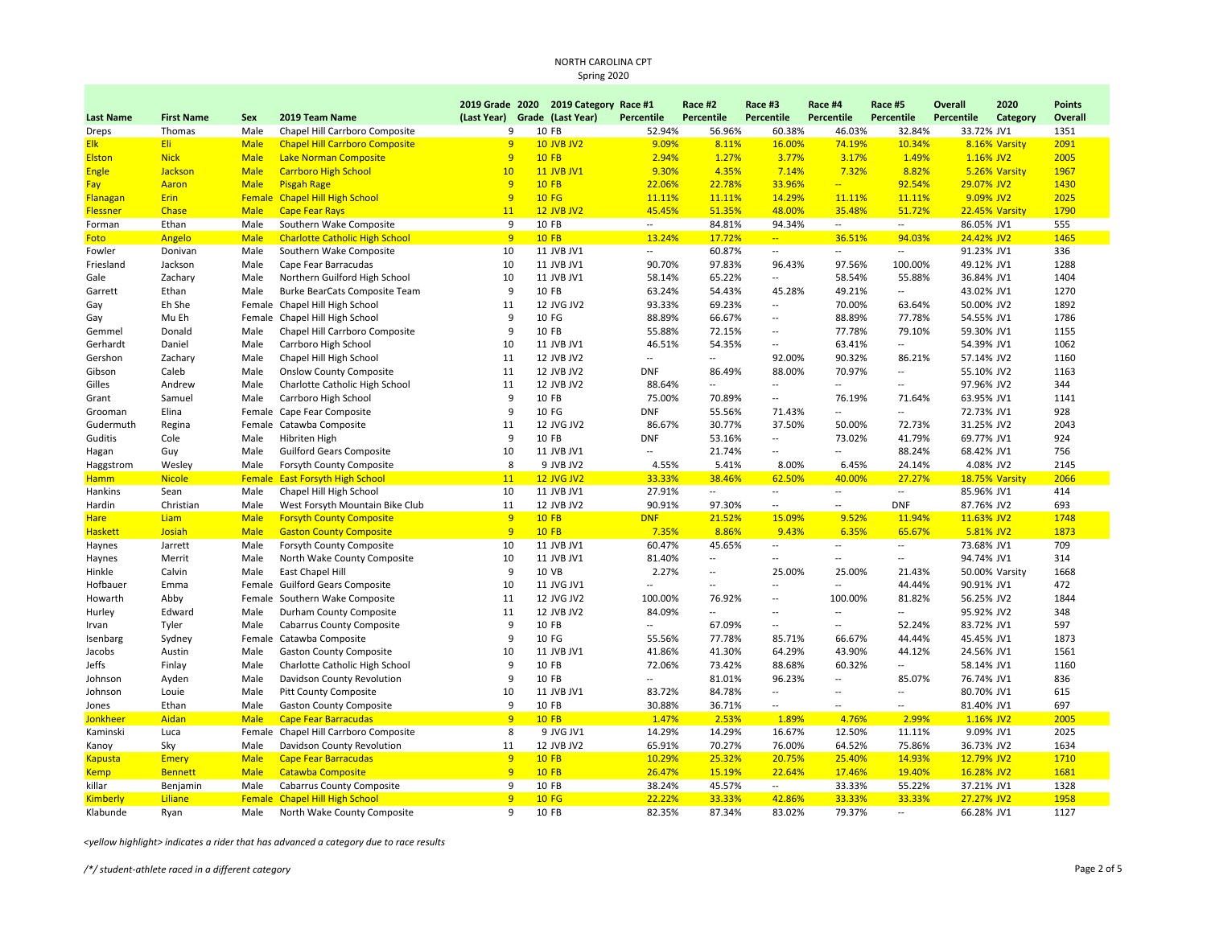NORTH CAROLINA CPT
Spring 2020

| Last Name | First Name | Sex | 2019 Team Name | 2019 Grade (Last Year) | 2020 Grade | 2019 Category (Last Year) | Race #1 Percentile | Race #2 Percentile | Race #3 Percentile | Race #4 Percentile | Race #5 Percentile | Overall Percentile | 2020 Category | Points Overall |
|---|---|---|---|---|---|---|---|---|---|---|---|---|---|---|
| Dreps | Thomas | Male | Chapel Hill Carrboro Composite | 9 | 10 | FB | 52.94% | 56.96% | 60.38% | 46.03% | 32.84% | 33.72% | JV1 | 1351 |
| Elk | Eli | Male | Chapel Hill Carrboro Composite | 9 | 10 | JVB JV2 | 9.09% | 8.11% | 16.00% | 74.19% | 10.34% | 8.16% | Varsity | 2091 |
| Elston | Nick | Male | Lake Norman Composite | 9 | 10 | FB | 2.94% | 1.27% | 3.77% | 3.17% | 1.49% | 1.16% | JV2 | 2005 |
| Engle | Jackson | Male | Carrboro High School | 10 | 11 | JVB JV1 | 9.30% | 4.35% | 7.14% | 7.32% | 8.82% | 5.26% | Varsity | 1967 |
| Fay | Aaron | Male | Pisgah Rage | 9 | 10 | FB | 22.06% | 22.78% | 33.96% | -- | 92.54% | 29.07% | JV2 | 1430 |
| Flanagan | Erin | Female | Chapel Hill High School | 9 | 10 | FG | 11.11% | 11.11% | 14.29% | 11.11% | 11.11% | 9.09% | JV2 | 2025 |
| Flessner | Chase | Male | Cape Fear Rays | 11 | 12 | JVB JV2 | 45.45% | 51.35% | 48.00% | 35.48% | 51.72% | 22.45% | Varsity | 1790 |
| Forman | Ethan | Male | Southern Wake Composite | 9 | 10 | FB | -- | 84.81% | 94.34% | -- | -- | 86.05% | JV1 | 555 |
| Foto | Angelo | Male | Charlotte Catholic High School | 9 | 10 | FB | 13.24% | 17.72% | -- | 36.51% | 94.03% | 24.42% | JV2 | 1465 |
| Fowler | Donivan | Male | Southern Wake Composite | 10 | 11 | JVB JV1 | -- | 60.87% | -- | -- | -- | 91.23% | JV1 | 336 |
| Friesland | Jackson | Male | Cape Fear Barracudas | 10 | 11 | JVB JV1 | 90.70% | 97.83% | 96.43% | 97.56% | 100.00% | 49.12% | JV1 | 1288 |
| Gale | Zachary | Male | Northern Guilford High School | 10 | 11 | JVB JV1 | 58.14% | 65.22% | -- | 58.54% | 55.88% | 36.84% | JV1 | 1404 |
| Garrett | Ethan | Male | Burke BearCats Composite Team | 9 | 10 | FB | 63.24% | 54.43% | 45.28% | 49.21% | -- | 43.02% | JV1 | 1270 |
| Gay | Eh She | Female | Chapel Hill High School | 11 | 12 | JVG JV2 | 93.33% | 69.23% | -- | 70.00% | 63.64% | 50.00% | JV2 | 1892 |
| Gay | Mu Eh | Female | Chapel Hill High School | 9 | 10 | FG | 88.89% | 66.67% | -- | 88.89% | 77.78% | 54.55% | JV1 | 1786 |
| Gemmel | Donald | Male | Chapel Hill Carrboro Composite | 9 | 10 | FB | 55.88% | 72.15% | -- | 77.78% | 79.10% | 59.30% | JV1 | 1155 |
| Gerhardt | Daniel | Male | Carrboro High School | 10 | 11 | JVB JV1 | 46.51% | 54.35% | -- | 63.41% | -- | 54.39% | JV1 | 1062 |
| Gershon | Zachary | Male | Chapel Hill High School | 11 | 12 | JVB JV2 | -- | -- | 92.00% | 90.32% | 86.21% | 57.14% | JV2 | 1160 |
| Gibson | Caleb | Male | Onslow County Composite | 11 | 12 | JVB JV2 | DNF | 86.49% | 88.00% | 70.97% | -- | 55.10% | JV2 | 1163 |
| Gilles | Andrew | Male | Charlotte Catholic High School | 11 | 12 | JVB JV2 | 88.64% | -- | -- | -- | -- | 97.96% | JV2 | 344 |
| Grant | Samuel | Male | Carrboro High School | 9 | 10 | FB | 75.00% | 70.89% | -- | 76.19% | 71.64% | 63.95% | JV1 | 1141 |
| Grooman | Elina | Female | Cape Fear Composite | 9 | 10 | FG | DNF | 55.56% | 71.43% | -- | -- | 72.73% | JV1 | 928 |
| Gudermuth | Regina | Female | Catawba Composite | 11 | 12 | JVG JV2 | 86.67% | 30.77% | 37.50% | 50.00% | 72.73% | 31.25% | JV2 | 2043 |
| Guditis | Cole | Male | Hibriten High | 9 | 10 | FB | DNF | 53.16% | -- | 73.02% | 41.79% | 69.77% | JV1 | 924 |
| Hagan | Guy | Male | Guilford Gears Composite | 10 | 11 | JVB JV1 | -- | 21.74% | -- | -- | 88.24% | 68.42% | JV1 | 756 |
| Haggstrom | Wesley | Male | Forsyth County Composite | 8 | 9 | JVB JV2 | 4.55% | 5.41% | 8.00% | 6.45% | 24.14% | 4.08% | JV2 | 2145 |
| Hamm | Nicole | Female | East Forsyth High School | 11 | 12 | JVG JV2 | 33.33% | 38.46% | 62.50% | 40.00% | 27.27% | 18.75% | Varsity | 2066 |
| Hankins | Sean | Male | Chapel Hill High School | 10 | 11 | JVB JV1 | 27.91% | -- | -- | -- | -- | 85.96% | JV1 | 414 |
| Hardin | Christian | Male | West Forsyth Mountain Bike Club | 11 | 12 | JVB JV2 | 90.91% | 97.30% | -- | -- | DNF | 87.76% | JV2 | 693 |
| Hare | Liam | Male | Forsyth County Composite | 9 | 10 | FB | DNF | 21.52% | 15.09% | 9.52% | 11.94% | 11.63% | JV2 | 1748 |
| Haskett | Josiah | Male | Gaston County Composite | 9 | 10 | FB | 7.35% | 8.86% | 9.43% | 6.35% | 65.67% | 5.81% | JV2 | 1873 |
| Haynes | Jarrett | Male | Forsyth County Composite | 10 | 11 | JVB JV1 | 60.47% | 45.65% | -- | -- | -- | 73.68% | JV1 | 709 |
| Haynes | Merrit | Male | North Wake County Composite | 10 | 11 | JVB JV1 | 81.40% | -- | -- | -- | -- | 94.74% | JV1 | 314 |
| Hinkle | Calvin | Male | East Chapel Hill | 9 | 10 | VB | 2.27% | -- | 25.00% | 25.00% | 21.43% | 50.00% | Varsity | 1668 |
| Hofbauer | Emma | Female | Guilford Gears Composite | 10 | 11 | JVG JV1 | -- | -- | -- | -- | 44.44% | 90.91% | JV1 | 472 |
| Howarth | Abby | Female | Southern Wake Composite | 11 | 12 | JVG JV2 | 100.00% | 76.92% | -- | 100.00% | 81.82% | 56.25% | JV2 | 1844 |
| Hurley | Edward | Male | Durham County Composite | 11 | 12 | JVB JV2 | 84.09% | -- | -- | -- | -- | 95.92% | JV2 | 348 |
| Irvan | Tyler | Male | Cabarrus County Composite | 9 | 10 | FB | -- | 67.09% | -- | -- | 52.24% | 83.72% | JV1 | 597 |
| Isenbarg | Sydney | Female | Catawba Composite | 9 | 10 | FG | 55.56% | 77.78% | 85.71% | 66.67% | 44.44% | 45.45% | JV1 | 1873 |
| Jacobs | Austin | Male | Gaston County Composite | 10 | 11 | JVB JV1 | 41.86% | 41.30% | 64.29% | 43.90% | 44.12% | 24.56% | JV1 | 1561 |
| Jeffs | Finlay | Male | Charlotte Catholic High School | 9 | 10 | FB | 72.06% | 73.42% | 88.68% | 60.32% | -- | 58.14% | JV1 | 1160 |
| Johnson | Ayden | Male | Davidson County Revolution | 9 | 10 | FB | -- | 81.01% | 96.23% | -- | 85.07% | 76.74% | JV1 | 836 |
| Johnson | Louie | Male | Pitt County Composite | 10 | 11 | JVB JV1 | 83.72% | 84.78% | -- | -- | -- | 80.70% | JV1 | 615 |
| Jones | Ethan | Male | Gaston County Composite | 9 | 10 | FB | 30.88% | 36.71% | -- | -- | -- | 81.40% | JV1 | 697 |
| Jonkheer | Aidan | Male | Cape Fear Barracudas | 9 | 10 | FB | 1.47% | 2.53% | 1.89% | 4.76% | 2.99% | 1.16% | JV2 | 2005 |
| Kaminski | Luca | Female | Chapel Hill Carrboro Composite | 8 | 9 | JVG JV1 | 14.29% | 14.29% | 16.67% | 12.50% | 11.11% | 9.09% | JV1 | 2025 |
| Kanoy | Sky | Male | Davidson County Revolution | 11 | 12 | JVB JV2 | 65.91% | 70.27% | 76.00% | 64.52% | 75.86% | 36.73% | JV2 | 1634 |
| Kapusta | Emery | Male | Cape Fear Barracudas | 9 | 10 | FB | 10.29% | 25.32% | 20.75% | 25.40% | 14.93% | 12.79% | JV2 | 1710 |
| Kemp | Bennett | Male | Catawba Composite | 9 | 10 | FB | 26.47% | 15.19% | 22.64% | 17.46% | 19.40% | 16.28% | JV2 | 1681 |
| killar | Benjamin | Male | Cabarrus County Composite | 9 | 10 | FB | 38.24% | 45.57% | -- | 33.33% | 55.22% | 37.21% | JV1 | 1328 |
| Kimberly | Liliane | Female | Chapel Hill High School | 9 | 10 | FG | 22.22% | 33.33% | 42.86% | 33.33% | 33.33% | 27.27% | JV2 | 1958 |
| Klabunde | Ryan | Male | North Wake County Composite | 9 | 10 | FB | 82.35% | 87.34% | 83.02% | 79.37% | -- | 66.28% | JV1 | 1127 |

*<yellow highlight> indicates a rider that has advanced a category due to race results*

*/*/ student-athlete raced in a different category*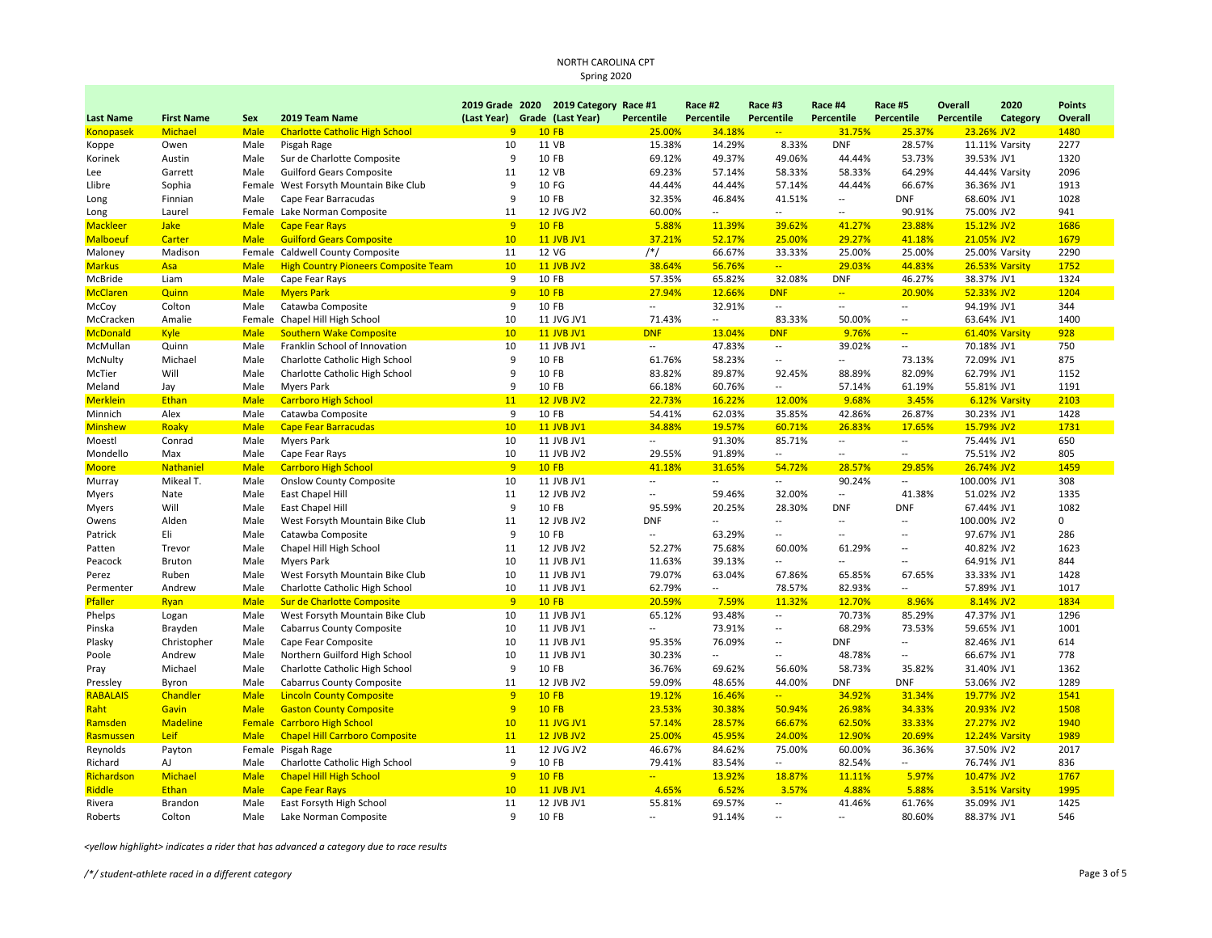NORTH CAROLINA CPT

Spring 2020

| Last Name | First Name | Sex | 2019 Team Name | 2019 Grade (Last Year) | 2020 Grade | 2019 Category (Last Year) | Race #1 Percentile | Race #2 Percentile | Race #3 Percentile | Race #4 Percentile | Race #5 Percentile | Overall Percentile | 2020 Category | Points Overall |
|---|---|---|---|---|---|---|---|---|---|---|---|---|---|---|
| Konopasek | Michael | Male | Charlotte Catholic High School | 9 | 10 | FB | 25.00% | 34.18% | -- | 31.75% | 25.37% | 23.26% | JV2 | 1480 |
| Koppe | Owen | Male | Pisgah Rage | 10 | 11 | VB | 15.38% | 14.29% | 8.33% | DNF | 28.57% | 11.11% | Varsity | 2277 |
| Korinek | Austin | Male | Sur de Charlotte Composite | 9 | 10 | FB | 69.12% | 49.37% | 49.06% | 44.44% | 53.73% | 39.53% | JV1 | 1320 |
| Lee | Garrett | Male | Guilford Gears Composite | 11 | 12 | VB | 69.23% | 57.14% | 58.33% | 58.33% | 64.29% | 44.44% | Varsity | 2096 |
| Llibre | Sophia | Female | West Forsyth Mountain Bike Club | 9 | 10 | FG | 44.44% | 44.44% | 57.14% | 44.44% | 66.67% | 36.36% | JV1 | 1913 |
| Long | Finnian | Male | Cape Fear Barracudas | 9 | 10 | FB | 32.35% | 46.84% | 41.51% | -- | DNF | 68.60% | JV1 | 1028 |
| Long | Laurel | Female | Lake Norman Composite | 11 | 12 | JVG JV2 | 60.00% | -- | -- | -- | 90.91% | 75.00% | JV2 | 941 |
| Mackleer | Jake | Male | Cape Fear Rays | 9 | 10 | FB | 5.88% | 11.39% | 39.62% | 41.27% | 23.88% | 15.12% | JV2 | 1686 |
| Malboeuf | Carter | Male | Guilford Gears Composite | 10 | 11 | JVB JV1 | 37.21% | 52.17% | 25.00% | 29.27% | 41.18% | 21.05% | JV2 | 1679 |
| Maloney | Madison | Female | Caldwell County Composite | 11 | 12 | VG | /*/ | 66.67% | 33.33% | 25.00% | 25.00% | 25.00% | Varsity | 2290 |
| Markus | Asa | Male | High Country Pioneers Composite Team | 10 | 11 | JVB JV2 | 38.64% | 56.76% | -- | 29.03% | 44.83% | 26.53% | Varsity | 1752 |
| McBride | Liam | Male | Cape Fear Rays | 9 | 10 | FB | 57.35% | 65.82% | 32.08% | DNF | 46.27% | 38.37% | JV1 | 1324 |
| McClaren | Quinn | Male | Myers Park | 9 | 10 | FB | 27.94% | 12.66% | DNF | -- | 20.90% | 52.33% | JV2 | 1204 |
| McCoy | Colton | Male | Catawba Composite | 9 | 10 | FB | -- | 32.91% | -- | -- | -- | 94.19% | JV1 | 344 |
| McCracken | Amalie | Female | Chapel Hill High School | 10 | 11 | JVG JV1 | 71.43% | -- | 83.33% | 50.00% | -- | 63.64% | JV1 | 1400 |
| McDonald | Kyle | Male | Southern Wake Composite | 10 | 11 | JVB JV1 | DNF | 13.04% | DNF | 9.76% | -- | 61.40% | Varsity | 928 |
| McMullan | Quinn | Male | Franklin School of Innovation | 10 | 11 | JVB JV1 | -- | 47.83% | -- | 39.02% | -- | 70.18% | JV1 | 750 |
| McNulty | Michael | Male | Charlotte Catholic High School | 9 | 10 | FB | 61.76% | 58.23% | -- | -- | 73.13% | 72.09% | JV1 | 875 |
| McTier | Will | Male | Charlotte Catholic High School | 9 | 10 | FB | 83.82% | 89.87% | 92.45% | 88.89% | 82.09% | 62.79% | JV1 | 1152 |
| Meland | Jay | Male | Myers Park | 9 | 10 | FB | 66.18% | 60.76% | -- | 57.14% | 61.19% | 55.81% | JV1 | 1191 |
| Merklein | Ethan | Male | Carrboro High School | 11 | 12 | JVB JV2 | 22.73% | 16.22% | 12.00% | 9.68% | 3.45% | 6.12% | Varsity | 2103 |
| Minnich | Alex | Male | Catawba Composite | 9 | 10 | FB | 54.41% | 62.03% | 35.85% | 42.86% | 26.87% | 30.23% | JV1 | 1428 |
| Minshew | Roaky | Male | Cape Fear Barracudas | 10 | 11 | JVB JV1 | 34.88% | 19.57% | 60.71% | 26.83% | 17.65% | 15.79% | JV2 | 1731 |
| Moestl | Conrad | Male | Myers Park | 10 | 11 | JVB JV1 | -- | 91.30% | 85.71% | -- | -- | 75.44% | JV1 | 650 |
| Mondello | Max | Male | Cape Fear Rays | 10 | 11 | JVB JV2 | 29.55% | 91.89% | -- | -- | -- | 75.51% | JV2 | 805 |
| Moore | Nathaniel | Male | Carrboro High School | 9 | 10 | FB | 41.18% | 31.65% | 54.72% | 28.57% | 29.85% | 26.74% | JV2 | 1459 |
| Murray | Mikeal T. | Male | Onslow County Composite | 10 | 11 | JVB JV1 | -- | -- | -- | 90.24% | -- | 100.00% | JV1 | 308 |
| Myers | Nate | Male | East Chapel Hill | 11 | 12 | JVB JV2 | -- | 59.46% | 32.00% | -- | 41.38% | 51.02% | JV2 | 1335 |
| Myers | Will | Male | East Chapel Hill | 9 | 10 | FB | 95.59% | 20.25% | 28.30% | DNF | DNF | 67.44% | JV1 | 1082 |
| Owens | Alden | Male | West Forsyth Mountain Bike Club | 11 | 12 | JVB JV2 | DNF | -- | -- | -- | -- | 100.00% | JV2 | 0 |
| Patrick | Eli | Male | Catawba Composite | 9 | 10 | FB | -- | 63.29% | -- | -- | -- | 97.67% | JV1 | 286 |
| Patten | Trevor | Male | Chapel Hill High School | 11 | 12 | JVB JV2 | 52.27% | 75.68% | 60.00% | 61.29% | -- | 40.82% | JV2 | 1623 |
| Peacock | Bruton | Male | Myers Park | 10 | 11 | JVB JV1 | 11.63% | 39.13% | -- | -- | -- | 64.91% | JV1 | 844 |
| Perez | Ruben | Male | West Forsyth Mountain Bike Club | 10 | 11 | JVB JV1 | 79.07% | 63.04% | 67.86% | 65.85% | 67.65% | 33.33% | JV1 | 1428 |
| Permenter | Andrew | Male | Charlotte Catholic High School | 10 | 11 | JVB JV1 | 62.79% | -- | 78.57% | 82.93% | -- | 57.89% | JV1 | 1017 |
| Pfaller | Ryan | Male | Sur de Charlotte Composite | 9 | 10 | FB | 20.59% | 7.59% | 11.32% | 12.70% | 8.96% | 8.14% | JV2 | 1834 |
| Phelps | Logan | Male | West Forsyth Mountain Bike Club | 10 | 11 | JVB JV1 | 65.12% | 93.48% | -- | 70.73% | 85.29% | 47.37% | JV1 | 1296 |
| Pinska | Brayden | Male | Cabarrus County Composite | 10 | 11 | JVB JV1 | -- | 73.91% | -- | 68.29% | 73.53% | 59.65% | JV1 | 1001 |
| Plasky | Christopher | Male | Cape Fear Composite | 10 | 11 | JVB JV1 | 95.35% | 76.09% | -- | DNF | -- | 82.46% | JV1 | 614 |
| Poole | Andrew | Male | Northern Guilford High School | 10 | 11 | JVB JV1 | 30.23% | -- | -- | 48.78% | -- | 66.67% | JV1 | 778 |
| Pray | Michael | Male | Charlotte Catholic High School | 9 | 10 | FB | 36.76% | 69.62% | 56.60% | 58.73% | 35.82% | 31.40% | JV1 | 1362 |
| Pressley | Byron | Male | Cabarrus County Composite | 11 | 12 | JVB JV2 | 59.09% | 48.65% | 44.00% | DNF | DNF | 53.06% | JV2 | 1289 |
| RABALAIS | Chandler | Male | Lincoln County Composite | 9 | 10 | FB | 19.12% | 16.46% | -- | 34.92% | 31.34% | 19.77% | JV2 | 1541 |
| Raht | Gavin | Male | Gaston County Composite | 9 | 10 | FB | 23.53% | 30.38% | 50.94% | 26.98% | 34.33% | 20.93% | JV2 | 1508 |
| Ramsden | Madeline | Female | Carrboro High School | 10 | 11 | JVG JV1 | 57.14% | 28.57% | 66.67% | 62.50% | 33.33% | 27.27% | JV2 | 1940 |
| Rasmussen | Leif | Male | Chapel Hill Carrboro Composite | 11 | 12 | JVB JV2 | 25.00% | 45.95% | 24.00% | 12.90% | 20.69% | 12.24% | Varsity | 1989 |
| Reynolds | Payton | Female | Pisgah Rage | 11 | 12 | JVG JV2 | 46.67% | 84.62% | 75.00% | 60.00% | 36.36% | 37.50% | JV2 | 2017 |
| Richard | AJ | Male | Charlotte Catholic High School | 9 | 10 | FB | 79.41% | 83.54% | -- | 82.54% | -- | 76.74% | JV1 | 836 |
| Richardson | Michael | Male | Chapel Hill High School | 9 | 10 | FB | -- | 13.92% | 18.87% | 11.11% | 5.97% | 10.47% | JV2 | 1767 |
| Riddle | Ethan | Male | Cape Fear Rays | 10 | 11 | JVB JV1 | 4.65% | 6.52% | 3.57% | 4.88% | 5.88% | 3.51% | Varsity | 1995 |
| Rivera | Brandon | Male | East Forsyth High School | 11 | 12 | JVB JV1 | 55.81% | 69.57% | -- | 41.46% | 61.76% | 35.09% | JV1 | 1425 |
| Roberts | Colton | Male | Lake Norman Composite | 9 | 10 | FB | -- | 91.14% | -- | -- | 80.60% | 88.37% | JV1 | 546 |

*<yellow highlight> indicates a rider that has advanced a category due to race results*

*/*/ student-athlete raced in a different category*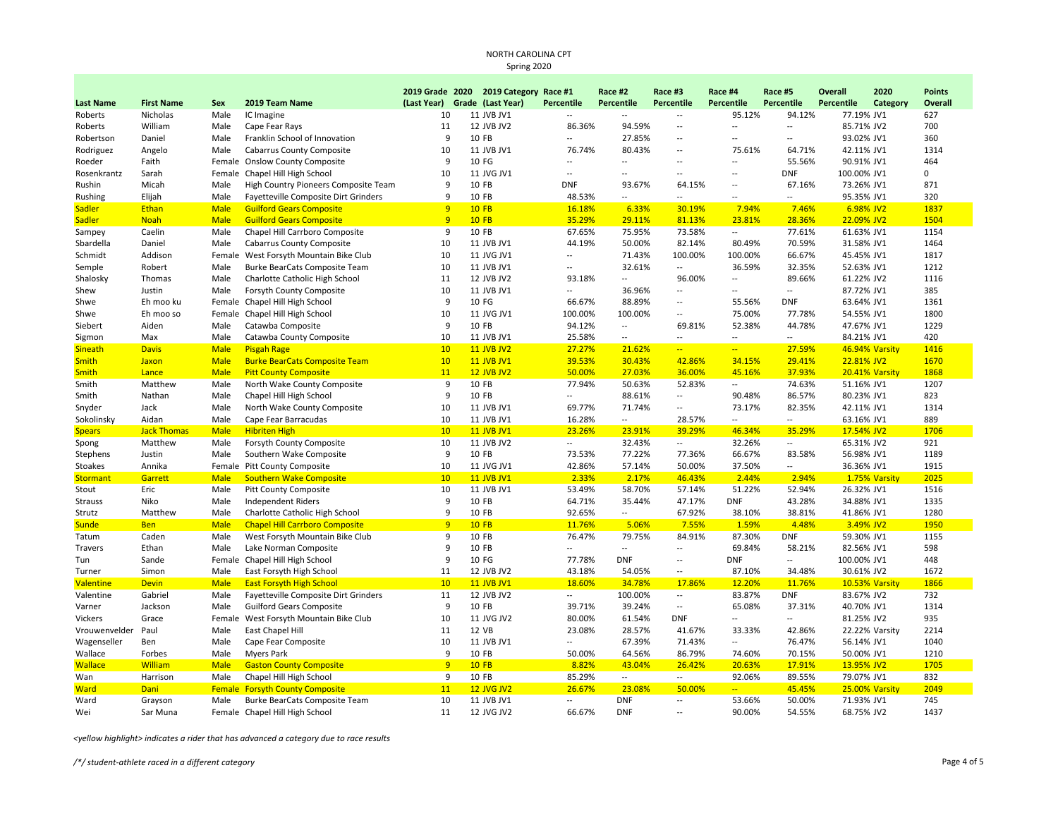NORTH CAROLINA CPT
Spring 2020

| Last Name | First Name | Sex | 2019 Team Name | 2019 Grade (Last Year) | 2020 Grade | 2019 Category (Last Year) | Race #1 Percentile | Race #2 Percentile | Race #3 Percentile | Race #4 Percentile | Race #5 Percentile | Overall Percentile | 2020 Category | Points Overall |
|---|---|---|---|---|---|---|---|---|---|---|---|---|---|---|
| Roberts | Nicholas | Male | IC Imagine | 10 | 11 | JVB JV1 | -- | -- | -- | 95.12% | 94.12% | 77.19% | JV1 | 627 |
| Roberts | William | Male | Cape Fear Rays | 11 | 12 | JVB JV2 | 86.36% | 94.59% | -- | -- | -- | 85.71% | JV2 | 700 |
| Robertson | Daniel | Male | Franklin School of Innovation | 9 | 10 | FB | -- | 27.85% | -- | -- | -- | 93.02% | JV1 | 360 |
| Rodriguez | Angelo | Male | Cabarrus County Composite | 10 | 11 | JVB JV1 | 76.74% | 80.43% | -- | 75.61% | 64.71% | 42.11% | JV1 | 1314 |
| Roeder | Faith | Female | Onslow County Composite | 9 | 10 | FG | -- | -- | -- | -- | 55.56% | 90.91% | JV1 | 464 |
| Rosenkrantz | Sarah | Female | Chapel Hill High School | 10 | 11 | JVG JV1 | -- | -- | -- | -- | DNF | 100.00% | JV1 | 0 |
| Rushin | Micah | Male | High Country Pioneers Composite Team | 9 | 10 | FB | DNF | 93.67% | 64.15% | -- | 67.16% | 73.26% | JV1 | 871 |
| Rushing | Elijah | Male | Fayetteville Composite Dirt Grinders | 9 | 10 | FB | 48.53% | -- | -- | -- | -- | 95.35% | JV1 | 320 |
| Sadler | Ethan | Male | Guilford Gears Composite | 9 | 10 | FB | 16.18% | 6.33% | 30.19% | 7.94% | 7.46% | 6.98% | JV2 | 1837 |
| Sadler | Noah | Male | Guilford Gears Composite | 9 | 10 | FB | 35.29% | 29.11% | 81.13% | 23.81% | 28.36% | 22.09% | JV2 | 1504 |
| Sampey | Caelin | Male | Chapel Hill Carrboro Composite | 9 | 10 | FB | 67.65% | 75.95% | 73.58% | -- | 77.61% | 61.63% | JV1 | 1154 |
| Sbardella | Daniel | Male | Cabarrus County Composite | 10 | 11 | JVB JV1 | 44.19% | 50.00% | 82.14% | 80.49% | 70.59% | 31.58% | JV1 | 1464 |
| Schmidt | Addison | Female | West Forsyth Mountain Bike Club | 10 | 11 | JVG JV1 | -- | 71.43% | 100.00% | 100.00% | 66.67% | 45.45% | JV1 | 1817 |
| Semple | Robert | Male | Burke BearCats Composite Team | 10 | 11 | JVB JV1 | -- | 32.61% | -- | 36.59% | 32.35% | 52.63% | JV1 | 1212 |
| Shalosky | Thomas | Male | Charlotte Catholic High School | 11 | 12 | JVB JV2 | 93.18% | -- | 96.00% | -- | 89.66% | 61.22% | JV2 | 1116 |
| Shew | Justin | Male | Forsyth County Composite | 10 | 11 | JVB JV1 | -- | 36.96% | -- | -- | -- | 87.72% | JV1 | 385 |
| Shwe | Eh moo ku | Female | Chapel Hill High School | 9 | 10 | FG | 66.67% | 88.89% | -- | 55.56% | DNF | 63.64% | JV1 | 1361 |
| Shwe | Eh moo so | Female | Chapel Hill High School | 10 | 11 | JVG JV1 | 100.00% | 100.00% | -- | 75.00% | 77.78% | 54.55% | JV1 | 1800 |
| Siebert | Aiden | Male | Catawba Composite | 9 | 10 | FB | 94.12% | -- | 69.81% | 52.38% | 44.78% | 47.67% | JV1 | 1229 |
| Sigmon | Max | Male | Catawba County Composite | 10 | 11 | JVB JV1 | 25.58% | -- | -- | -- | -- | 84.21% | JV1 | 420 |
| Sineath | Davis | Male | Pisgah Rage | 10 | 11 | JVB JV2 | 27.27% | 21.62% | -- | -- | 27.59% | 46.94% | Varsity | 1416 |
| Smith | Jaxon | Male | Burke BearCats Composite Team | 10 | 11 | JVB JV1 | 39.53% | 30.43% | 42.86% | 34.15% | 29.41% | 22.81% | JV2 | 1670 |
| Smith | Lance | Male | Pitt County Composite | 11 | 12 | JVB JV2 | 50.00% | 27.03% | 36.00% | 45.16% | 37.93% | 20.41% | Varsity | 1868 |
| Smith | Matthew | Male | North Wake County Composite | 9 | 10 | FB | 77.94% | 50.63% | 52.83% | -- | 74.63% | 51.16% | JV1 | 1207 |
| Smith | Nathan | Male | Chapel Hill High School | 9 | 10 | FB | -- | 88.61% | -- | 90.48% | 86.57% | 80.23% | JV1 | 823 |
| Snyder | Jack | Male | North Wake County Composite | 10 | 11 | JVB JV1 | 69.77% | 71.74% | -- | 73.17% | 82.35% | 42.11% | JV1 | 1314 |
| Sokolinsky | Aidan | Male | Cape Fear Barracudas | 10 | 11 | JVB JV1 | 16.28% | -- | 28.57% | -- | -- | 63.16% | JV1 | 889 |
| Spears | Jack Thomas | Male | Hibriten High | 10 | 11 | JVB JV1 | 23.26% | 23.91% | 39.29% | 46.34% | 35.29% | 17.54% | JV2 | 1706 |
| Spong | Matthew | Male | Forsyth County Composite | 10 | 11 | JVB JV2 | -- | 32.43% | -- | 32.26% | -- | 65.31% | JV2 | 921 |
| Stephens | Justin | Male | Southern Wake Composite | 9 | 10 | FB | 73.53% | 77.22% | 77.36% | 66.67% | 83.58% | 56.98% | JV1 | 1189 |
| Stoakes | Annika | Female | Pitt County Composite | 10 | 11 | JVG JV1 | 42.86% | 57.14% | 50.00% | 37.50% | -- | 36.36% | JV1 | 1915 |
| Stormant | Garrett | Male | Southern Wake Composite | 10 | 11 | JVB JV1 | 2.33% | 2.17% | 46.43% | 2.44% | 2.94% | 1.75% | Varsity | 2025 |
| Stout | Eric | Male | Pitt County Composite | 10 | 11 | JVB JV1 | 53.49% | 58.70% | 57.14% | 51.22% | 52.94% | 26.32% | JV1 | 1516 |
| Strauss | Niko | Male | Independent Riders | 9 | 10 | FB | 64.71% | 35.44% | 47.17% | DNF | 43.28% | 34.88% | JV1 | 1335 |
| Strutz | Matthew | Male | Charlotte Catholic High School | 9 | 10 | FB | 92.65% | -- | 67.92% | 38.10% | 38.81% | 41.86% | JV1 | 1280 |
| Sunde | Ben | Male | Chapel Hill Carrboro Composite | 9 | 10 | FB | 11.76% | 5.06% | 7.55% | 1.59% | 4.48% | 3.49% | JV2 | 1950 |
| Tatum | Caden | Male | West Forsyth Mountain Bike Club | 9 | 10 | FB | 76.47% | 79.75% | 84.91% | 87.30% | DNF | 59.30% | JV1 | 1155 |
| Travers | Ethan | Male | Lake Norman Composite | 9 | 10 | FB | -- | -- | -- | 69.84% | 58.21% | 82.56% | JV1 | 598 |
| Tun | Sande | Female | Chapel Hill High School | 9 | 10 | FG | 77.78% | DNF | -- | DNF | -- | 100.00% | JV1 | 448 |
| Turner | Simon | Male | East Forsyth High School | 11 | 12 | JVB JV2 | 43.18% | 54.05% | -- | 87.10% | 34.48% | 30.61% | JV2 | 1672 |
| Valentine | Devin | Male | East Forsyth High School | 10 | 11 | JVB JV1 | 18.60% | 34.78% | 17.86% | 12.20% | 11.76% | 10.53% | Varsity | 1866 |
| Valentine | Gabriel | Male | Fayetteville Composite Dirt Grinders | 11 | 12 | JVB JV2 | -- | 100.00% | -- | 83.87% | DNF | 83.67% | JV2 | 732 |
| Varner | Jackson | Male | Guilford Gears Composite | 9 | 10 | FB | 39.71% | 39.24% | -- | 65.08% | 37.31% | 40.70% | JV1 | 1314 |
| Vickers | Grace | Female | West Forsyth Mountain Bike Club | 10 | 11 | JVG JV2 | 80.00% | 61.54% | DNF | -- | -- | 81.25% | JV2 | 935 |
| Vrouwenvelder | Paul | Male | East Chapel Hill | 11 | 12 | VB | 23.08% | 28.57% | 41.67% | 33.33% | 42.86% | 22.22% | Varsity | 2214 |
| Wagenseller | Ben | Male | Cape Fear Composite | 10 | 11 | JVB JV1 | -- | 67.39% | 71.43% | -- | 76.47% | 56.14% | JV1 | 1040 |
| Wallace | Forbes | Male | Myers Park | 9 | 10 | FB | 50.00% | 64.56% | 86.79% | 74.60% | 70.15% | 50.00% | JV1 | 1210 |
| Wallace | William | Male | Gaston County Composite | 9 | 10 | FB | 8.82% | 43.04% | 26.42% | 20.63% | 17.91% | 13.95% | JV2 | 1705 |
| Wan | Harrison | Male | Chapel Hill High School | 9 | 10 | FB | 85.29% | -- | -- | 92.06% | 89.55% | 79.07% | JV1 | 832 |
| Ward | Dani | Female | Forsyth County Composite | 11 | 12 | JVG JV2 | 26.67% | 23.08% | 50.00% | -- | 45.45% | 25.00% | Varsity | 2049 |
| Ward | Grayson | Male | Burke BearCats Composite Team | 10 | 11 | JVB JV1 | -- | DNF | -- | 53.66% | 50.00% | 71.93% | JV1 | 745 |
| Wei | Sar Muna | Female | Chapel Hill High School | 11 | 12 | JVG JV2 | 66.67% | DNF | -- | 90.00% | 54.55% | 68.75% | JV2 | 1437 |

*<yellow highlight> indicates a rider that has advanced a category due to race results*

*/*/ student-athlete raced in a different category*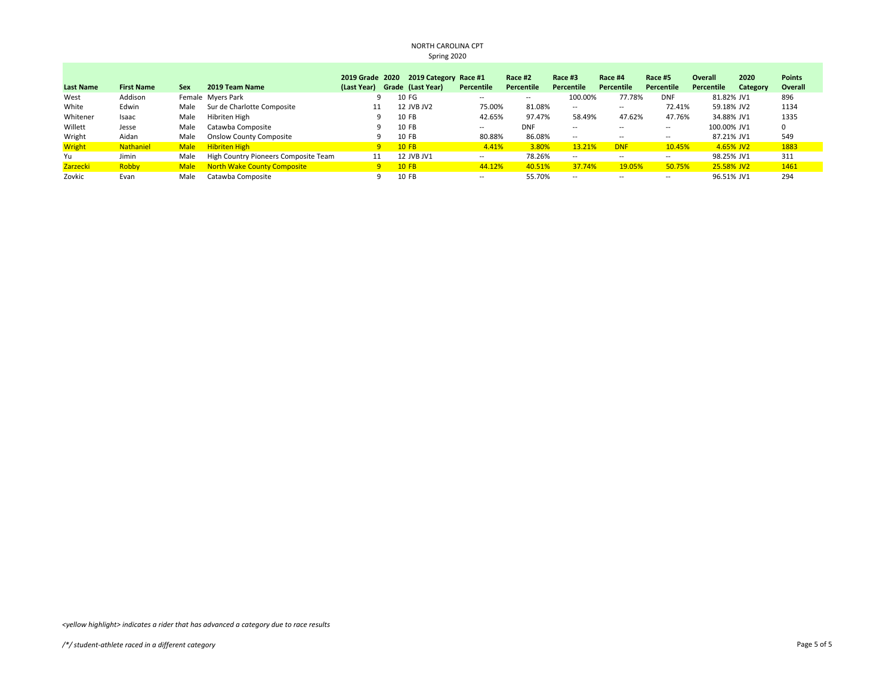NORTH CAROLINA CPT

Spring 2020

| Last Name | First Name | Sex | 2019 Team Name | 2019 Grade (Last Year) | 2020 Grade | 2019 Category (Last Year) | Race #1 Percentile | Race #2 Percentile | Race #3 Percentile | Race #4 Percentile | Race #5 Percentile | Overall Percentile | 2020 Category | Points Overall |
|---|---|---|---|---|---|---|---|---|---|---|---|---|---|---|
| West | Addison | Female | Myers Park | 9 | 10 | FG | -- | -- | 100.00% | 77.78% | DNF | 81.82% | JV1 | 896 |
| White | Edwin | Male | Sur de Charlotte Composite | 11 | 12 | JVB JV2 | 75.00% | 81.08% | -- | -- | 72.41% | 59.18% | JV2 | 1134 |
| Whitener | Isaac | Male | Hibriten High | 9 | 10 | FB | 42.65% | 97.47% | 58.49% | 47.62% | 47.76% | 34.88% | JV1 | 1335 |
| Willett | Jesse | Male | Catawba Composite | 9 | 10 | FB | -- | DNF | -- | -- | -- | 100.00% | JV1 | 0 |
| Wright | Aidan | Male | Onslow County Composite | 9 | 10 | FB | 80.88% | 86.08% | -- | -- | -- | 87.21% | JV1 | 549 |
| Wright | Nathaniel | Male | Hibriten High | 9 | 10 | FB | 4.41% | 3.80% | 13.21% | DNF | 10.45% | 4.65% | JV2 | 1883 |
| Yu | Jimin | Male | High Country Pioneers Composite Team | 11 | 12 | JVB JV1 | -- | 78.26% | -- | -- | -- | 98.25% | JV1 | 311 |
| Zarzecki | Robby | Male | North Wake County Composite | 9 | 10 | FB | 44.12% | 40.51% | 37.74% | 19.05% | 50.75% | 25.58% | JV2 | 1461 |
| Zovkic | Evan | Male | Catawba Composite | 9 | 10 | FB | -- | 55.70% | -- | -- | -- | 96.51% | JV1 | 294 |

*<yellow highlight> indicates a rider that has advanced a category due to race results*

*/*/ student-athlete raced in a different category*